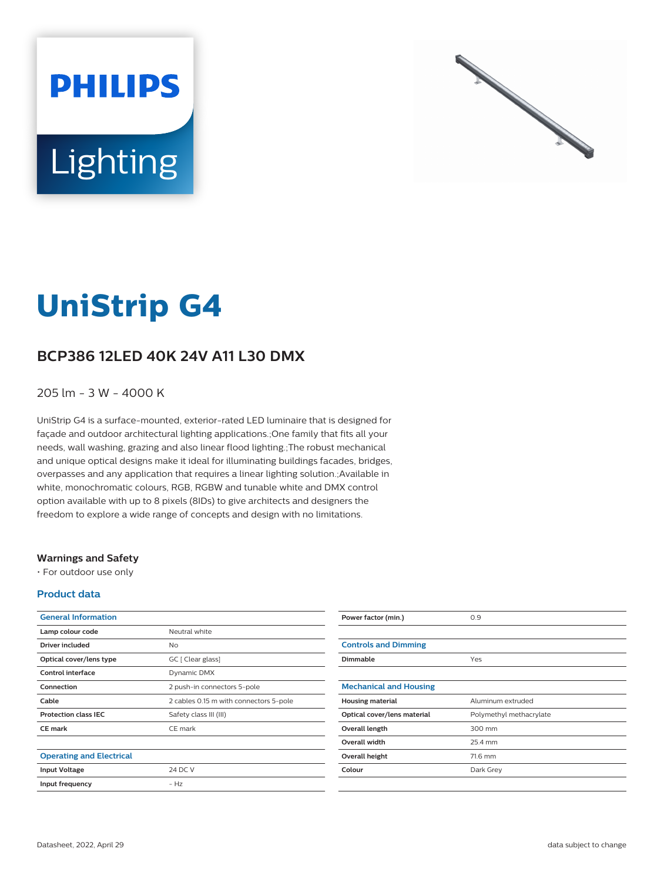# UniStrip G4

## BCP386 12LED 40K 24V A11 L30 DMX

205 lm - 3 W - 4000 K

UniStrip G4 is a surface-mounted, exterior-rated LED luminaire that is designed for façade and outdoor architectural lighting applications.;One family that fits all your needs, wall washing, grazing and also linear flood lighting.;The robust mechanical and unique optical designs make it ideal for illuminating buildings facades, bridges, overpasses and any application that requires a linear lighting solution.;Available in white, monochromatic colours, RGB, RGBW and tunable white and DMX control option available with up to 8 pixels (8IDs) to give architects and designers the freedom to explore a wide range of concepts and design with no limitations.

### Warnings and Safety

- For outdoor use only

### Product data

| General Information | |
|---|---|
| Lamp colour code | Neutral white |
| Driver included | No |
| Optical cover/lens type | GC [ Clear glass] |
| Control interface | Dynamic DMX |
| Connection | 2 push-in connectors 5-pole |
| Cable | 2 cables 0.15 m with connectors 5-pole |
| Protection class IEC | Safety class III (III) |
| CE mark | CE mark |

| Operating and Electrical | |
|---|---|
| Input Voltage | 24 DC V |
| Input frequency | - Hz |
| Power factor (min.) | 0.9 |

| Controls and Dimming | |
|---|---|
| Dimmable | Yes |

| Mechanical and Housing | |
|---|---|
| Housing material | Aluminum extruded |
| Optical cover/lens material | Polymethyl methacrylate |
| Overall length | 300 mm |
| Overall width | 25.4 mm |
| Overall height | 71.6 mm |
| Colour | Dark Grey |

Datasheet, 2022, April 29

data subject to change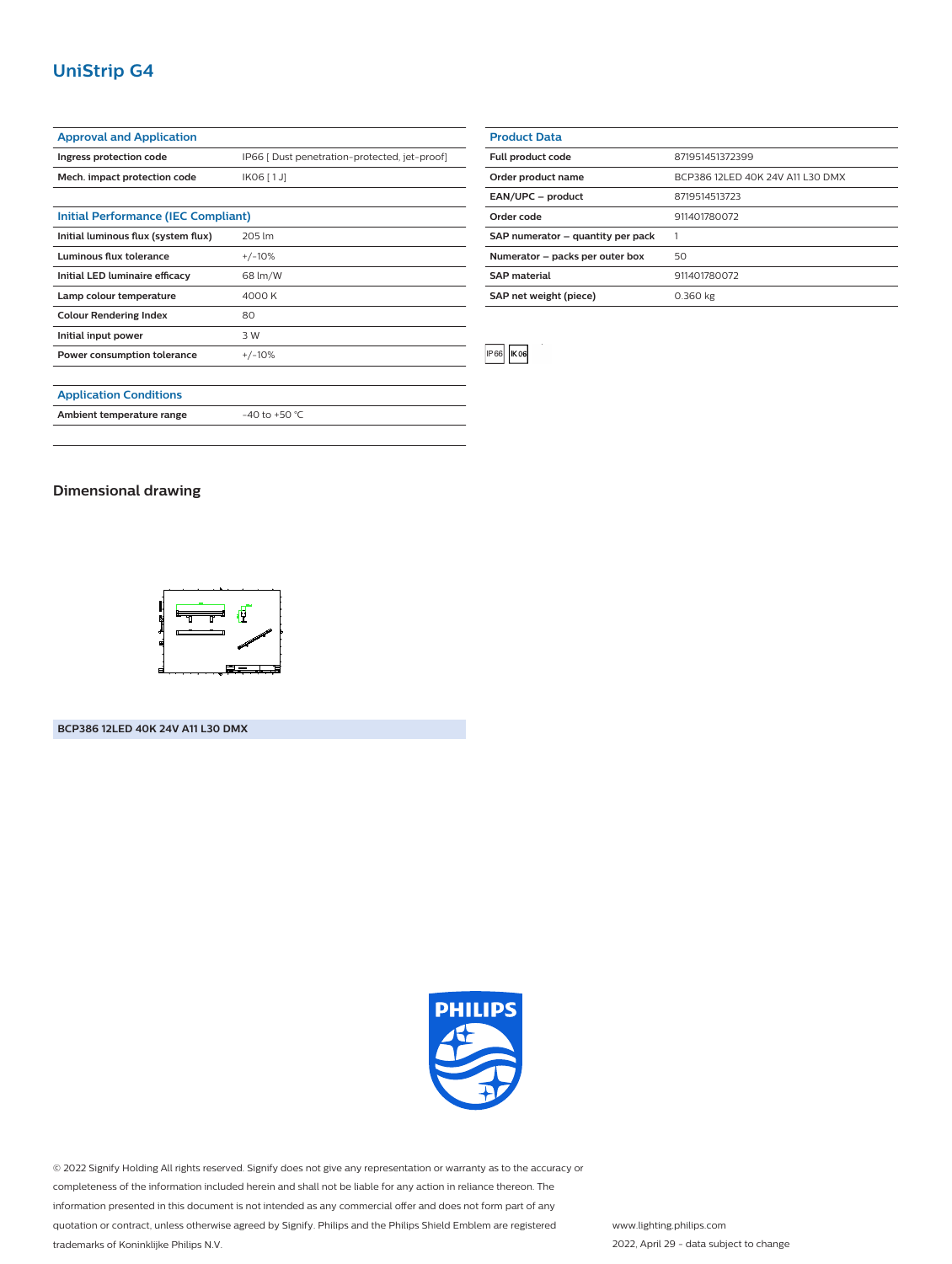# UniStrip G4

| Approval and Application | |
|---|---|
| Ingress protection code | IP66 [ Dust penetration-protected, jet-proof] |
| Mech. impact protection code | IK06 [ 1 J] |

| Initial Performance (IEC Compliant) | |
|---|---|
| Initial luminous flux (system flux) | 205 lm |
| Luminous flux tolerance | +/-10% |
| Initial LED luminaire efficacy | 68 lm/W |
| Lamp colour temperature | 4000 K |
| Colour Rendering Index | 80 |
| Initial input power | 3 W |
| Power consumption tolerance | +/-10% |

| Application Conditions | |
|---|---|
| Ambient temperature range | -40 to +50 °C |

| Product Data | |
|---|---|
| Full product code | 871951451372399 |
| Order product name | BCP386 12LED 40K 24V A11 L30 DMX |
| EAN/UPC – product | 8719514513723 |
| Order code | 911401780072 |
| SAP numerator – quantity per pack | 1 |
| Numerator – packs per outer box | 50 |
| SAP material | 911401780072 |
| SAP net weight (piece) | 0.360 kg |

IP66 IK06

## Dimensional drawing

BCP386 12LED 40K 24V A11 L30 DMX

© 2022 Signify Holding All rights reserved. Signify does not give any representation or warranty as to the accuracy or completeness of the information included herein and shall not be liable for any action in reliance thereon. The information presented in this document is not intended as any commercial offer and does not form part of any quotation or contract, unless otherwise agreed by Signify. Philips and the Philips Shield Emblem are registered trademarks of Koninklijke Philips N.V.

www.lighting.philips.com

2022, April 29 - data subject to change